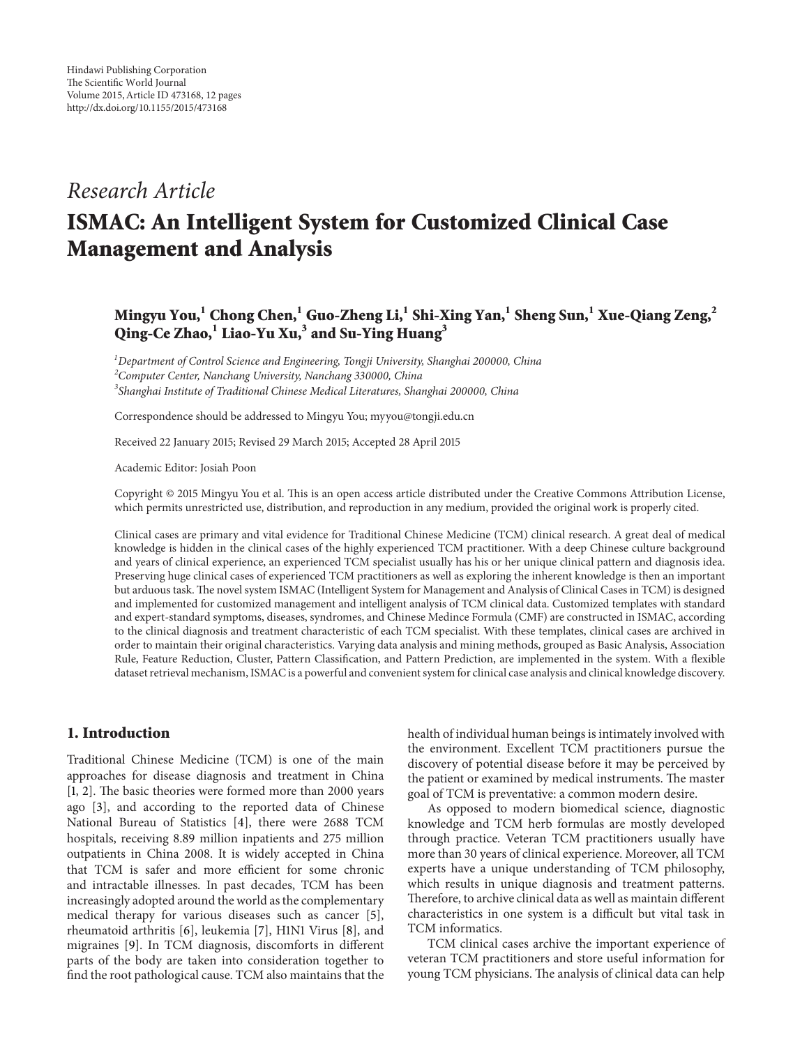Hindawi Publishing Corporation
The Scientific World Journal
Volume 2015, Article ID 473168, 12 pages
http://dx.doi.org/10.1155/2015/473168

*Research Article*

# ISMAC: An Intelligent System for Customized Clinical Case Management and Analysis

**Mingyu You,[1] Chong Chen,[1] Guo-Zheng Li,[1] Shi-Xing Yan,[1] Sheng Sun,[1] Xue-Qiang Zeng,[2] Qing-Ce Zhao,[1] Liao-Yu Xu,[3] and Su-Ying Huang[3]**

[1] *Department of Control Science and Engineering, Tongji University, Shanghai 200000, China*
[2] *Computer Center, Nanchang University, Nanchang 330000, China*
[3] *Shanghai Institute of Traditional Chinese Medical Literatures, Shanghai 200000, China*

Correspondence should be addressed to Mingyu You; myyou@tongji.edu.cn

Received 22 January 2015; Revised 29 March 2015; Accepted 28 April 2015

Academic Editor: Josiah Poon

Copyright © 2015 Mingyu You et al. This is an open access article distributed under the Creative Commons Attribution License, which permits unrestricted use, distribution, and reproduction in any medium, provided the original work is properly cited.

Clinical cases are primary and vital evidence for Traditional Chinese Medicine (TCM) clinical research. A great deal of medical knowledge is hidden in the clinical cases of the highly experienced TCM practitioner. With a deep Chinese culture background and years of clinical experience, an experienced TCM specialist usually has his or her unique clinical pattern and diagnosis idea. Preserving huge clinical cases of experienced TCM practitioners as well as exploring the inherent knowledge is then an important but arduous task. The novel system ISMAC (Intelligent System for Management and Analysis of Clinical Cases in TCM) is designed and implemented for customized management and intelligent analysis of TCM clinical data. Customized templates with standard and expert-standard symptoms, diseases, syndromes, and Chinese Medince Formula (CMF) are constructed in ISMAC, according to the clinical diagnosis and treatment characteristic of each TCM specialist. With these templates, clinical cases are archived in order to maintain their original characteristics. Varying data analysis and mining methods, grouped as Basic Analysis, Association Rule, Feature Reduction, Cluster, Pattern Classification, and Pattern Prediction, are implemented in the system. With a flexible dataset retrieval mechanism, ISMAC is a powerful and convenient system for clinical case analysis and clinical knowledge discovery.

## 1. Introduction

Traditional Chinese Medicine (TCM) is one of the main approaches for disease diagnosis and treatment in China [1, 2]. The basic theories were formed more than 2000 years ago [3], and according to the reported data of Chinese National Bureau of Statistics [4], there were 2688 TCM hospitals, receiving 8.89 million inpatients and 275 million outpatients in China 2008. It is widely accepted in China that TCM is safer and more efficient for some chronic and intractable illnesses. In past decades, TCM has been increasingly adopted around the world as the complementary medical therapy for various diseases such as cancer [5], rheumatoid arthritis [6], leukemia [7], H1N1 Virus [8], and migraines [9]. In TCM diagnosis, discomforts in different parts of the body are taken into consideration together to find the root pathological cause. TCM also maintains that the health of individual human beings is intimately involved with the environment. Excellent TCM practitioners pursue the discovery of potential disease before it may be perceived by the patient or examined by medical instruments. The master goal of TCM is preventative: a common modern desire.

As opposed to modern biomedical science, diagnostic knowledge and TCM herb formulas are mostly developed through practice. Veteran TCM practitioners usually have more than 30 years of clinical experience. Moreover, all TCM experts have a unique understanding of TCM philosophy, which results in unique diagnosis and treatment patterns. Therefore, to archive clinical data as well as maintain different characteristics in one system is a difficult but vital task in TCM informatics.

TCM clinical cases archive the important experience of veteran TCM practitioners and store useful information for young TCM physicians. The analysis of clinical data can help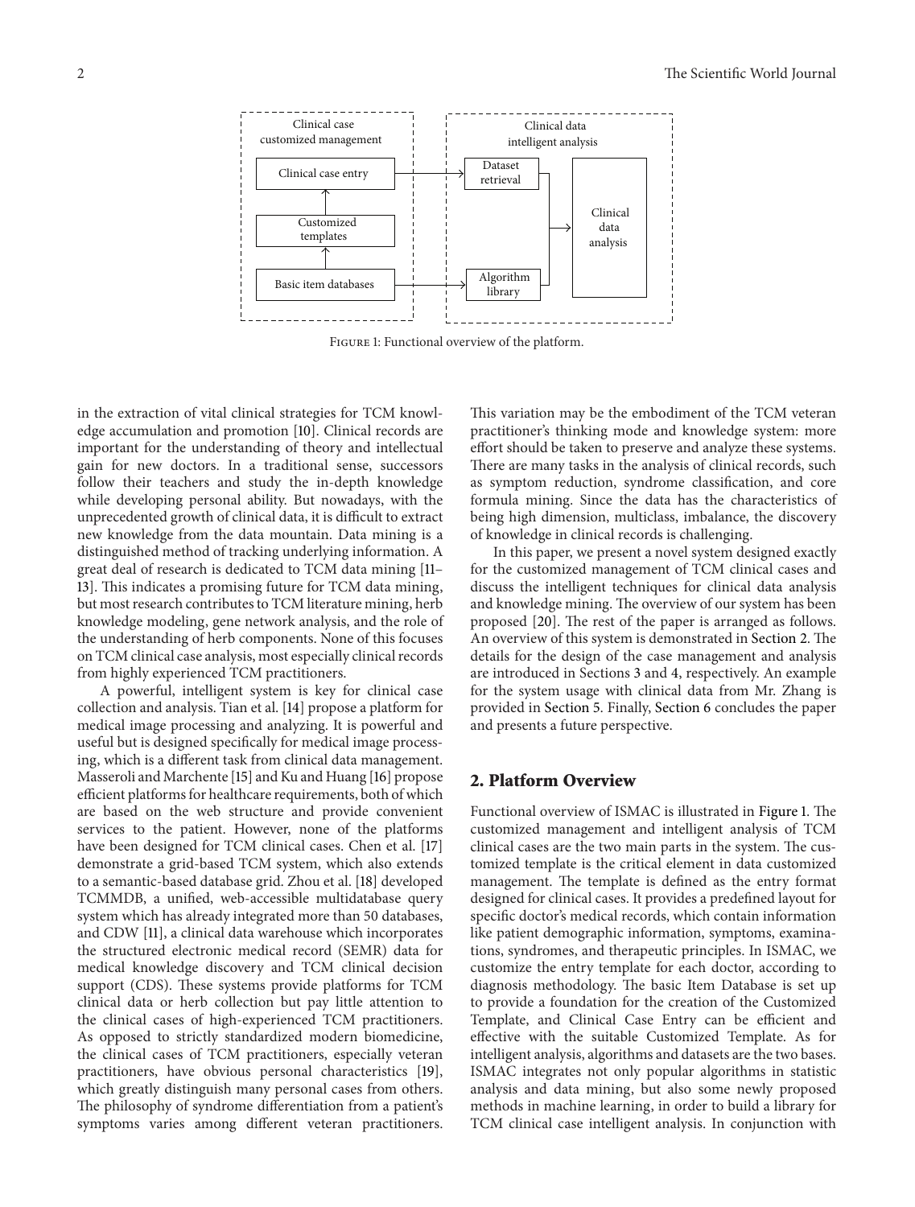Figure 1: Functional overview of the platform.

in the extraction of vital clinical strategies for TCM knowledge accumulation and promotion [10]. Clinical records are important for the understanding of theory and intellectual gain for new doctors. In a traditional sense, successors follow their teachers and study the in-depth knowledge while developing personal ability. But nowadays, with the unprecedented growth of clinical data, it is difficult to extract new knowledge from the data mountain. Data mining is a distinguished method of tracking underlying information. A great deal of research is dedicated to TCM data mining [11–13]. This indicates a promising future for TCM data mining, but most research contributes to TCM literature mining, herb knowledge modeling, gene network analysis, and the role of the understanding of herb components. None of this focuses on TCM clinical case analysis, most especially clinical records from highly experienced TCM practitioners.

A powerful, intelligent system is key for clinical case collection and analysis. Tian et al. [14] propose a platform for medical image processing and analyzing. It is powerful and useful but is designed specifically for medical image processing, which is a different task from clinical data management. Masseroli and Marchente [15] and Ku and Huang [16] propose efficient platforms for healthcare requirements, both of which are based on the web structure and provide convenient services to the patient. However, none of the platforms have been designed for TCM clinical cases. Chen et al. [17] demonstrate a grid-based TCM system, which also extends to a semantic-based database grid. Zhou et al. [18] developed TCMMDB, a unified, web-accessible multidatabase query system which has already integrated more than 50 databases, and CDW [11], a clinical data warehouse which incorporates the structured electronic medical record (SEMR) data for medical knowledge discovery and TCM clinical decision support (CDS). These systems provide platforms for TCM clinical data or herb collection but pay little attention to the clinical cases of high-experienced TCM practitioners. As opposed to strictly standardized modern biomedicine, the clinical cases of TCM practitioners, especially veteran practitioners, have obvious personal characteristics [19], which greatly distinguish many personal cases from others. The philosophy of syndrome differentiation from a patient's symptoms varies among different veteran practitioners. This variation may be the embodiment of the TCM veteran practitioner's thinking mode and knowledge system: more effort should be taken to preserve and analyze these systems. There are many tasks in the analysis of clinical records, such as symptom reduction, syndrome classification, and core formula mining. Since the data has the characteristics of being high dimension, multiclass, imbalance, the discovery of knowledge in clinical records is challenging.

In this paper, we present a novel system designed exactly for the customized management of TCM clinical cases and discuss the intelligent techniques for clinical data analysis and knowledge mining. The overview of our system has been proposed [20]. The rest of the paper is arranged as follows. An overview of this system is demonstrated in Section 2. The details for the design of the case management and analysis are introduced in Sections 3 and 4, respectively. An example for the system usage with clinical data from Mr. Zhang is provided in Section 5. Finally, Section 6 concludes the paper and presents a future perspective.

## 2. Platform Overview

Functional overview of ISMAC is illustrated in Figure 1. The customized management and intelligent analysis of TCM clinical cases are the two main parts in the system. The customized template is the critical element in data customized management. The template is defined as the entry format designed for clinical cases. It provides a predefined layout for specific doctor's medical records, which contain information like patient demographic information, symptoms, examinations, syndromes, and therapeutic principles. In ISMAC, we customize the entry template for each doctor, according to diagnosis methodology. The basic Item Database is set up to provide a foundation for the creation of the Customized Template, and Clinical Case Entry can be efficient and effective with the suitable Customized Template. As for intelligent analysis, algorithms and datasets are the two bases. ISMAC integrates not only popular algorithms in statistic analysis and data mining, but also some newly proposed methods in machine learning, in order to build a library for TCM clinical case intelligent analysis. In conjunction with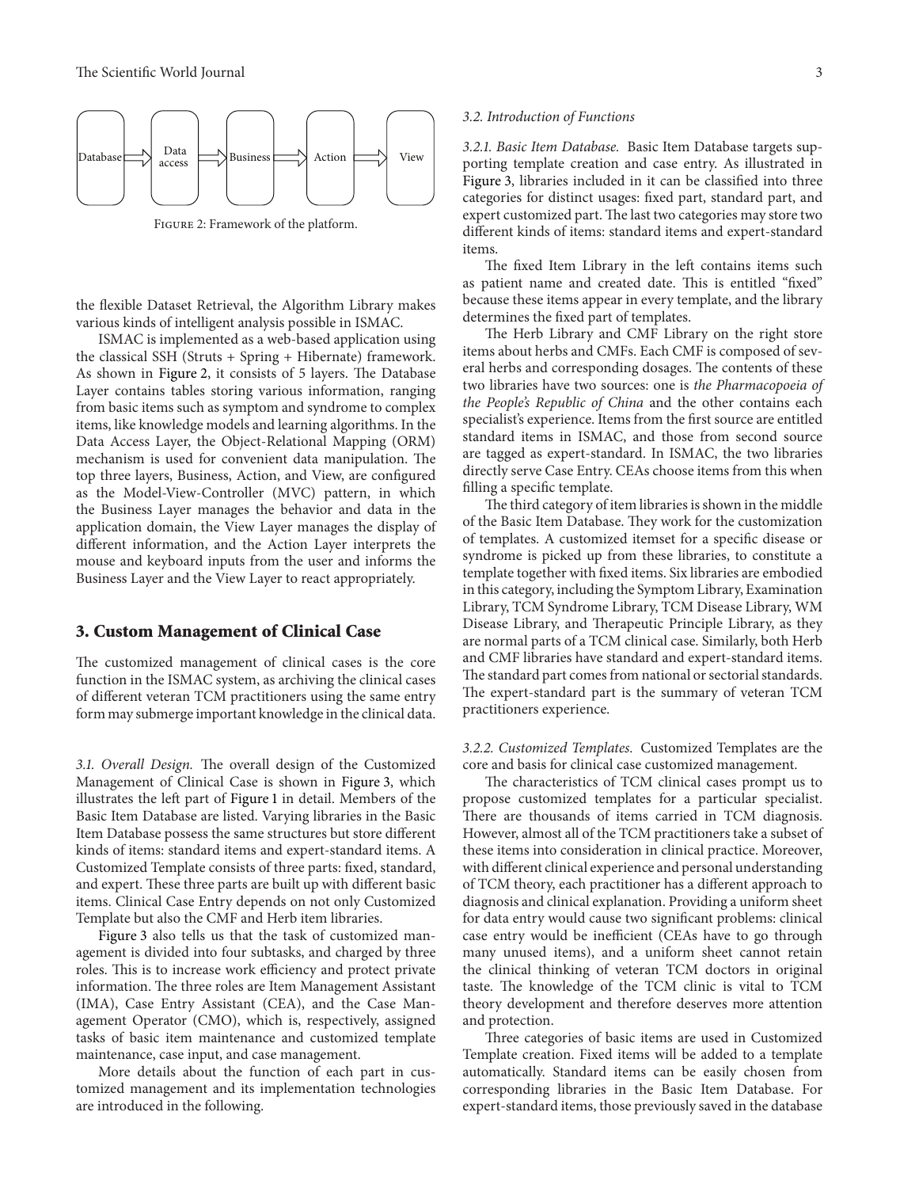Database → Data access → Business → Action → View

Figure 2: Framework of the platform.

the flexible Dataset Retrieval, the Algorithm Library makes various kinds of intelligent analysis possible in ISMAC.

ISMAC is implemented as a web-based application using the classical SSH (Struts + Spring + Hibernate) framework. As shown in Figure 2, it consists of 5 layers. The Database Layer contains tables storing various information, ranging from basic items such as symptom and syndrome to complex items, like knowledge models and learning algorithms. In the Data Access Layer, the Object-Relational Mapping (ORM) mechanism is used for convenient data manipulation. The top three layers, Business, Action, and View, are configured as the Model-View-Controller (MVC) pattern, in which the Business Layer manages the behavior and data in the application domain, the View Layer manages the display of different information, and the Action Layer interprets the mouse and keyboard inputs from the user and informs the Business Layer and the View Layer to react appropriately.

## 3. Custom Management of Clinical Case

The customized management of clinical cases is the core function in the ISMAC system, as archiving the clinical cases of different veteran TCM practitioners using the same entry form may submerge important knowledge in the clinical data.

*3.1. Overall Design.* The overall design of the Customized Management of Clinical Case is shown in Figure 3, which illustrates the left part of Figure 1 in detail. Members of the Basic Item Database are listed. Varying libraries in the Basic Item Database possess the same structures but store different kinds of items: standard items and expert-standard items. A Customized Template consists of three parts: fixed, standard, and expert. These three parts are built up with different basic items. Clinical Case Entry depends on not only Customized Template but also the CMF and Herb item libraries.

Figure 3 also tells us that the task of customized management is divided into four subtasks, and charged by three roles. This is to increase work efficiency and protect private information. The three roles are Item Management Assistant (IMA), Case Entry Assistant (CEA), and the Case Management Operator (CMO), which is, respectively, assigned tasks of basic item maintenance and customized template maintenance, case input, and case management.

More details about the function of each part in customized management and its implementation technologies are introduced in the following.

*3.2. Introduction of Functions*

*3.2.1. Basic Item Database.* Basic Item Database targets supporting template creation and case entry. As illustrated in Figure 3, libraries included in it can be classified into three categories for distinct usages: fixed part, standard part, and expert customized part. The last two categories may store two different kinds of items: standard items and expert-standard items.

The fixed Item Library in the left contains items such as patient name and created date. This is entitled "fixed" because these items appear in every template, and the library determines the fixed part of templates.

The Herb Library and CMF Library on the right store items about herbs and CMFs. Each CMF is composed of several herbs and corresponding dosages. The contents of these two libraries have two sources: one is *the Pharmacopoeia of the People's Republic of China* and the other contains each specialist's experience. Items from the first source are entitled standard items in ISMAC, and those from second source are tagged as expert-standard. In ISMAC, the two libraries directly serve Case Entry. CEAs choose items from this when filling a specific template.

The third category of item libraries is shown in the middle of the Basic Item Database. They work for the customization of templates. A customized itemset for a specific disease or syndrome is picked up from these libraries, to constitute a template together with fixed items. Six libraries are embodied in this category, including the Symptom Library, Examination Library, TCM Syndrome Library, TCM Disease Library, WM Disease Library, and Therapeutic Principle Library, as they are normal parts of a TCM clinical case. Similarly, both Herb and CMF libraries have standard and expert-standard items. The standard part comes from national or sectorial standards. The expert-standard part is the summary of veteran TCM practitioners experience.

*3.2.2. Customized Templates.* Customized Templates are the core and basis for clinical case customized management.

The characteristics of TCM clinical cases prompt us to propose customized templates for a particular specialist. There are thousands of items carried in TCM diagnosis. However, almost all of the TCM practitioners take a subset of these items into consideration in clinical practice. Moreover, with different clinical experience and personal understanding of TCM theory, each practitioner has a different approach to diagnosis and clinical explanation. Providing a uniform sheet for data entry would cause two significant problems: clinical case entry would be inefficient (CEAs have to go through many unused items), and a uniform sheet cannot retain the clinical thinking of veteran TCM doctors in original taste. The knowledge of the TCM clinic is vital to TCM theory development and therefore deserves more attention and protection.

Three categories of basic items are used in Customized Template creation. Fixed items will be added to a template automatically. Standard items can be easily chosen from corresponding libraries in the Basic Item Database. For expert-standard items, those previously saved in the database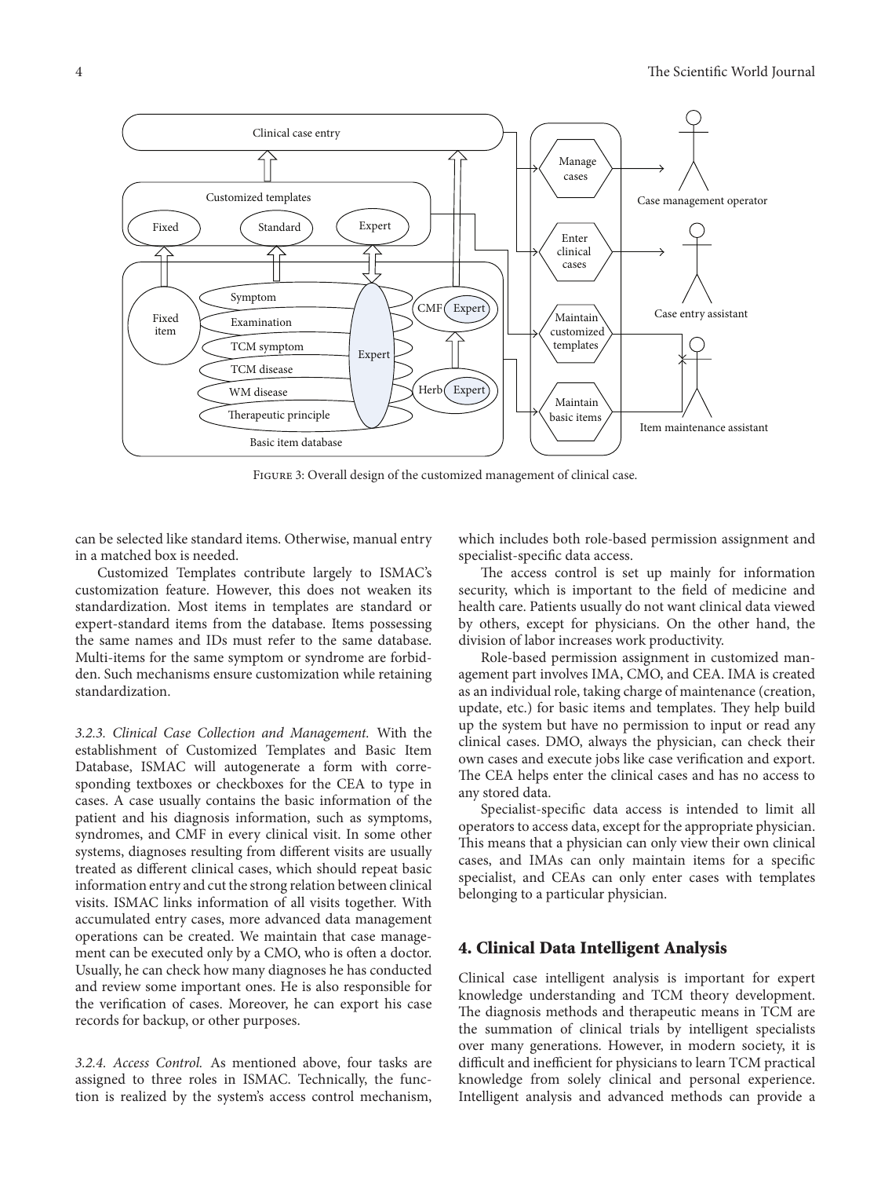Clinical case entry

Customized templates

Fixed

Standard

Expert

Symptom

Examination

TCM symptom

TCM disease

WM disease

Therapeutic principle

Fixed item

Expert

CMF Expert

Herb Expert

Basic item database

Manage cases

Enter clinical cases

Maintain customized templates

Maintain basic items

Case management operator

Case entry assistant

Item maintenance assistant

Figure 3: Overall design of the customized management of clinical case.

can be selected like standard items. Otherwise, manual entry in a matched box is needed.

Customized Templates contribute largely to ISMAC's customization feature. However, this does not weaken its standardization. Most items in templates are standard or expert-standard items from the database. Items possessing the same names and IDs must refer to the same database. Multi-items for the same symptom or syndrome are forbidden. Such mechanisms ensure customization while retaining standardization.

*3.2.3. Clinical Case Collection and Management.* With the establishment of Customized Templates and Basic Item Database, ISMAC will autogenerate a form with corresponding textboxes or checkboxes for the CEA to type in cases. A case usually contains the basic information of the patient and his diagnosis information, such as symptoms, syndromes, and CMF in every clinical visit. In some other systems, diagnoses resulting from different visits are usually treated as different clinical cases, which should repeat basic information entry and cut the strong relation between clinical visits. ISMAC links information of all visits together. With accumulated entry cases, more advanced data management operations can be created. We maintain that case management can be executed only by a CMO, who is often a doctor. Usually, he can check how many diagnoses he has conducted and review some important ones. He is also responsible for the verification of cases. Moreover, he can export his case records for backup, or other purposes.

*3.2.4. Access Control.* As mentioned above, four tasks are assigned to three roles in ISMAC. Technically, the function is realized by the system's access control mechanism, which includes both role-based permission assignment and specialist-specific data access.

The access control is set up mainly for information security, which is important to the field of medicine and health care. Patients usually do not want clinical data viewed by others, except for physicians. On the other hand, the division of labor increases work productivity.

Role-based permission assignment in customized management part involves IMA, CMO, and CEA. IMA is created as an individual role, taking charge of maintenance (creation, update, etc.) for basic items and templates. They help build up the system but have no permission to input or read any clinical cases. DMO, always the physician, can check their own cases and execute jobs like case verification and export. The CEA helps enter the clinical cases and has no access to any stored data.

Specialist-specific data access is intended to limit all operators to access data, except for the appropriate physician. This means that a physician can only view their own clinical cases, and IMAs can only maintain items for a specific specialist, and CEAs can only enter cases with templates belonging to a particular physician.

## 4. Clinical Data Intelligent Analysis

Clinical case intelligent analysis is important for expert knowledge understanding and TCM theory development. The diagnosis methods and therapeutic means in TCM are the summation of clinical trials by intelligent specialists over many generations. However, in modern society, it is difficult and inefficient for physicians to learn TCM practical knowledge from solely clinical and personal experience. Intelligent analysis and advanced methods can provide a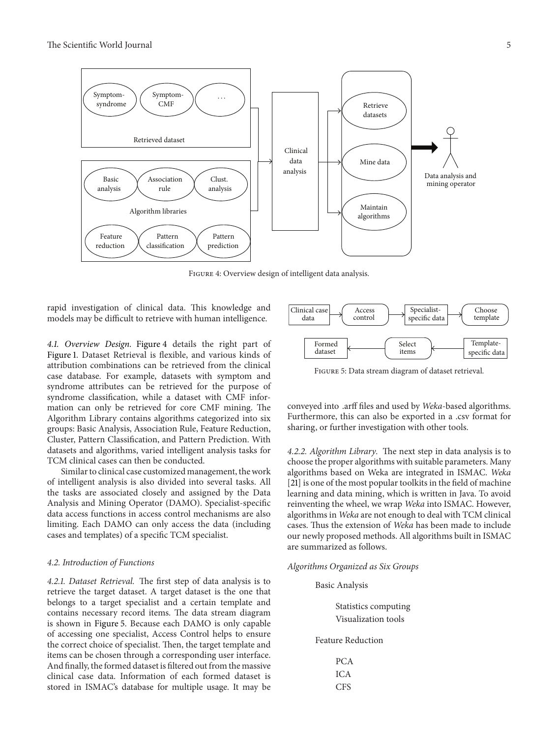Figure 4: Overview design of intelligent data analysis.

rapid investigation of clinical data. This knowledge and models may be difficult to retrieve with human intelligence.

*4.1. Overview Design.* Figure 4 details the right part of Figure 1. Dataset Retrieval is flexible, and various kinds of attribution combinations can be retrieved from the clinical case database. For example, datasets with symptom and syndrome attributes can be retrieved for the purpose of syndrome classification, while a dataset with CMF information can only be retrieved for core CMF mining. The Algorithm Library contains algorithms categorized into six groups: Basic Analysis, Association Rule, Feature Reduction, Cluster, Pattern Classification, and Pattern Prediction. With datasets and algorithms, varied intelligent analysis tasks for TCM clinical cases can then be conducted.

Similar to clinical case customized management, the work of intelligent analysis is also divided into several tasks. All the tasks are associated closely and assigned by the Data Analysis and Mining Operator (DAMO). Specialist-specific data access functions in access control mechanisms are also limiting. Each DAMO can only access the data (including cases and templates) of a specific TCM specialist.

### *4.2. Introduction of Functions*

*4.2.1. Dataset Retrieval.* The first step of data analysis is to retrieve the target dataset. A target dataset is the one that belongs to a target specialist and a certain template and contains necessary record items. The data stream diagram is shown in Figure 5. Because each DAMO is only capable of accessing one specialist, Access Control helps to ensure the correct choice of specialist. Then, the target template and items can be chosen through a corresponding user interface. And finally, the formed dataset is filtered out from the massive clinical case data. Information of each formed dataset is stored in ISMAC's database for multiple usage. It may be conveyed into .arff files and used by *Weka*-based algorithms. Furthermore, this can also be exported in a .csv format for sharing, or further investigation with other tools.

Figure 5: Data stream diagram of dataset retrieval.

*4.2.2. Algorithm Library.* The next step in data analysis is to choose the proper algorithms with suitable parameters. Many algorithms based on Weka are integrated in ISMAC. *Weka* [21] is one of the most popular toolkits in the field of machine learning and data mining, which is written in Java. To avoid reinventing the wheel, we wrap *Weka* into ISMAC. However, algorithms in *Weka* are not enough to deal with TCM clinical cases. Thus the extension of *Weka* has been made to include our newly proposed methods. All algorithms built in ISMAC are summarized as follows.

*Algorithms Organized as Six Groups*

- Basic Analysis
  - Statistics computing
  - Visualization tools
- Feature Reduction
  - PCA
  - ICA
  - CFS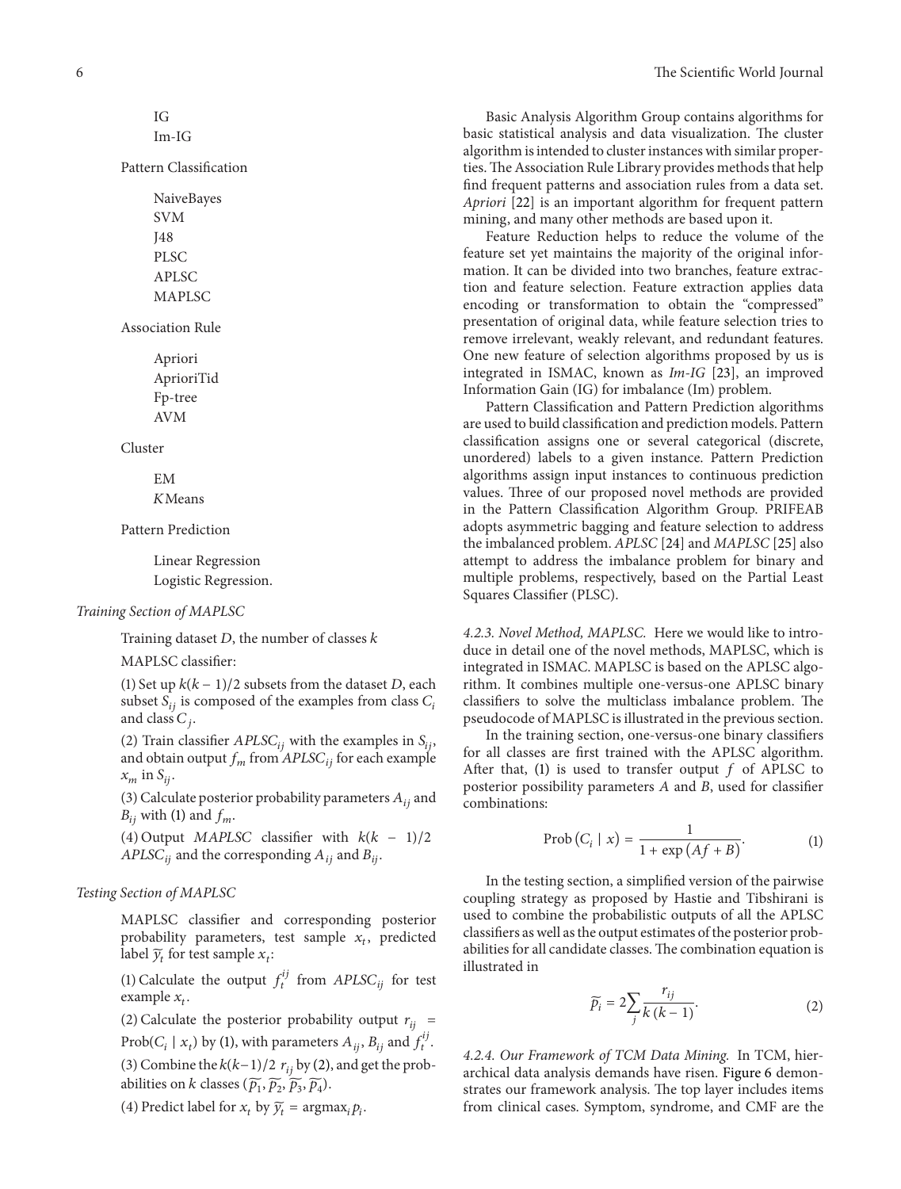IG
Im-IG

Pattern Classification

NaiveBayes
SVM
J48
PLSC
APLSC
MAPLSC

Association Rule

Apriori
AprioriTid
Fp-tree
AVM

Cluster

EM
*K*Means

Pattern Prediction

Linear Regression
Logistic Regression.

*Training Section of MAPLSC*

Training dataset $D$, the number of classes $k$

MAPLSC classifier:

(1) Set up $k(k-1)/2$ subsets from the dataset $D$, each subset $S_{ij}$ is composed of the examples from class $C_i$ and class $C_j$.

(2) Train classifier $APLSC_{ij}$ with the examples in $S_{ij}$, and obtain output $f_m$ from $APLSC_{ij}$ for each example $x_m$ in $S_{ij}$.

(3) Calculate posterior probability parameters $A_{ij}$ and $B_{ij}$ with (1) and $f_m$.

(4) Output *MAPLSC* classifier with $k(k-1)/2$ $APLSC_{ij}$ and the corresponding $A_{ij}$ and $B_{ij}$.

*Testing Section of MAPLSC*

MAPLSC classifier and corresponding posterior probability parameters, test sample $x_t$, predicted label $\widetilde{y_t}$ for test sample $x_t$:

(1) Calculate the output $f_t^{ij}$ from $APLSC_{ij}$ for test example $x_t$.

(2) Calculate the posterior probability output $r_{ij} = \text{Prob}(C_i \mid x_t)$ by (1), with parameters $A_{ij}$, $B_{ij}$ and $f_t^{ij}$.

(3) Combine the $k(k-1)/2$ $r_{ij}$ by (2), and get the probabilities on $k$ classes $(\widetilde{p_1}, \widetilde{p_2}, \widetilde{p_3}, \widetilde{p_4})$.

(4) Predict label for $x_t$ by $\widetilde{y_t} = \text{argmax}_i p_i$.

Basic Analysis Algorithm Group contains algorithms for basic statistical analysis and data visualization. The cluster algorithm is intended to cluster instances with similar properties. The Association Rule Library provides methods that help find frequent patterns and association rules from a data set. *Apriori* [22] is an important algorithm for frequent pattern mining, and many other methods are based upon it.

Feature Reduction helps to reduce the volume of the feature set yet maintains the majority of the original information. It can be divided into two branches, feature extraction and feature selection. Feature extraction applies data encoding or transformation to obtain the "compressed" presentation of original data, while feature selection tries to remove irrelevant, weakly relevant, and redundant features. One new feature of selection algorithms proposed by us is integrated in ISMAC, known as *Im-IG* [23], an improved Information Gain (IG) for imbalance (Im) problem.

Pattern Classification and Pattern Prediction algorithms are used to build classification and prediction models. Pattern classification assigns one or several categorical (discrete, unordered) labels to a given instance. Pattern Prediction algorithms assign input instances to continuous prediction values. Three of our proposed novel methods are provided in the Pattern Classification Algorithm Group. PRIFEAB adopts asymmetric bagging and feature selection to address the imbalanced problem. *APLSC* [24] and *MAPLSC* [25] also attempt to address the imbalance problem for binary and multiple problems, respectively, based on the Partial Least Squares Classifier (PLSC).

*4.2.3. Novel Method, MAPLSC.* Here we would like to introduce in detail one of the novel methods, MAPLSC, which is integrated in ISMAC. MAPLSC is based on the APLSC algorithm. It combines multiple one-versus-one APLSC binary classifiers to solve the multiclass imbalance problem. The pseudocode of MAPLSC is illustrated in the previous section.

In the training section, one-versus-one binary classifiers for all classes are first trained with the APLSC algorithm. After that, (1) is used to transfer output $f$ of APLSC to posterior possibility parameters $A$ and $B$, used for classifier combinations:

$$\text{Prob}(C_i \mid x) = \frac{1}{1 + \exp(Af + B)}. \tag{1}$$

In the testing section, a simplified version of the pairwise coupling strategy as proposed by Hastie and Tibshirani is used to combine the probabilistic outputs of all the APLSC classifiers as well as the output estimates of the posterior probabilities for all candidate classes. The combination equation is illustrated in

$$\widetilde{p_i} = 2\sum_j \frac{r_{ij}}{k(k-1)}. \tag{2}$$

*4.2.4. Our Framework of TCM Data Mining.* In TCM, hierarchical data analysis demands have risen. Figure 6 demonstrates our framework analysis. The top layer includes items from clinical cases. Symptom, syndrome, and CMF are the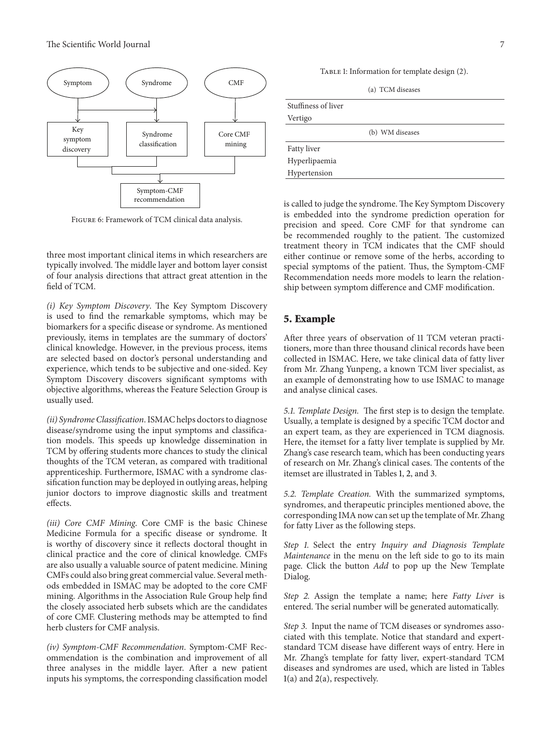Symptom

Syndrome

CMF

Key symptom discovery

Syndrome classification

Core CMF mining

Symptom-CMF recommendation

Figure 6: Framework of TCM clinical data analysis.

three most important clinical items in which researchers are typically involved. The middle layer and bottom layer consist of four analysis directions that attract great attention in the field of TCM.

*(i) Key Symptom Discovery*. The Key Symptom Discovery is used to find the remarkable symptoms, which may be biomarkers for a specific disease or syndrome. As mentioned previously, items in templates are the summary of doctors' clinical knowledge. However, in the previous process, items are selected based on doctor's personal understanding and experience, which tends to be subjective and one-sided. Key Symptom Discovery discovers significant symptoms with objective algorithms, whereas the Feature Selection Group is usually used.

*(ii) Syndrome Classification*. ISMAC helps doctors to diagnose disease/syndrome using the input symptoms and classification models. This speeds up knowledge dissemination in TCM by offering students more chances to study the clinical thoughts of the TCM veteran, as compared with traditional apprenticeship. Furthermore, ISMAC with a syndrome classification function may be deployed in outlying areas, helping junior doctors to improve diagnostic skills and treatment effects.

*(iii) Core CMF Mining*. Core CMF is the basic Chinese Medicine Formula for a specific disease or syndrome. It is worthy of discovery since it reflects doctoral thought in clinical practice and the core of clinical knowledge. CMFs are also usually a valuable source of patent medicine. Mining CMFs could also bring great commercial value. Several methods embedded in ISMAC may be adopted to the core CMF mining. Algorithms in the Association Rule Group help find the closely associated herb subsets which are the candidates of core CMF. Clustering methods may be attempted to find herb clusters for CMF analysis.

*(iv) Symptom-CMF Recommendation*. Symptom-CMF Recommendation is the combination and improvement of all three analyses in the middle layer. After a new patient inputs his symptoms, the corresponding classification model is called to judge the syndrome. The Key Symptom Discovery is embedded into the syndrome prediction operation for precision and speed. Core CMF for that syndrome can be recommended roughly to the patient. The customized treatment theory in TCM indicates that the CMF should either continue or remove some of the herbs, according to special symptoms of the patient. Thus, the Symptom-CMF Recommendation needs more models to learn the relationship between symptom difference and CMF modification.

Table 1: Information for template design (2).

| |
|---|
| (a) TCM diseases |
| Stuffiness of liver |
| Vertigo |
| (b) WM diseases |
| Fatty liver |
| Hyperlipaemia |
| Hypertension |

## 5. Example

After three years of observation of 11 TCM veteran practitioners, more than three thousand clinical records have been collected in ISMAC. Here, we take clinical data of fatty liver from Mr. Zhang Yunpeng, a known TCM liver specialist, as an example of demonstrating how to use ISMAC to manage and analyse clinical cases.

*5.1. Template Design.* The first step is to design the template. Usually, a template is designed by a specific TCM doctor and an expert team, as they are experienced in TCM diagnosis. Here, the itemset for a fatty liver template is supplied by Mr. Zhang's case research team, which has been conducting years of research on Mr. Zhang's clinical cases. The contents of the itemset are illustrated in Tables 1, 2, and 3.

*5.2. Template Creation.* With the summarized symptoms, syndromes, and therapeutic principles mentioned above, the corresponding IMA now can set up the template of Mr. Zhang for fatty Liver as the following steps.

*Step 1.* Select the entry *Inquiry and Diagnosis Template Maintenance* in the menu on the left side to go to its main page. Click the button *Add* to pop up the New Template Dialog.

*Step 2.* Assign the template a name; here *Fatty Liver* is entered. The serial number will be generated automatically.

*Step 3.* Input the name of TCM diseases or syndromes associated with this template. Notice that standard and expert-standard TCM disease have different ways of entry. Here in Mr. Zhang's template for fatty liver, expert-standard TCM diseases and syndromes are used, which are listed in Tables 1(a) and 2(a), respectively.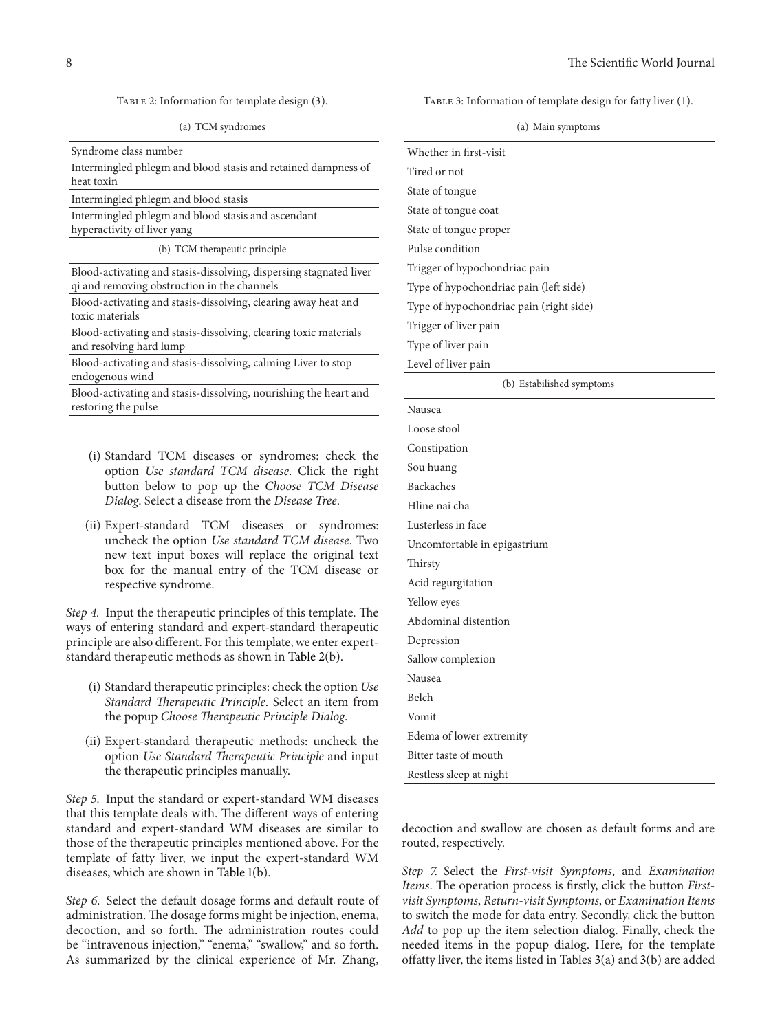Table 2: Information for template design (3).

(a) TCM syndromes

| Syndrome class number |
|---|
| Intermingled phlegm and blood stasis and retained dampness of heat toxin |
| Intermingled phlegm and blood stasis |
| Intermingled phlegm and blood stasis and ascendant hyperactivity of liver yang |

(b) TCM therapeutic principle

| |
|---|
| Blood-activating and stasis-dissolving, dispersing stagnated liver qi and removing obstruction in the channels |
| Blood-activating and stasis-dissolving, clearing away heat and toxic materials |
| Blood-activating and stasis-dissolving, clearing toxic materials and resolving hard lump |
| Blood-activating and stasis-dissolving, calming Liver to stop endogenous wind |
| Blood-activating and stasis-dissolving, nourishing the heart and restoring the pulse |

(i) Standard TCM diseases or syndromes: check the option *Use standard TCM disease*. Click the right button below to pop up the *Choose TCM Disease Dialog*. Select a disease from the *Disease Tree*.

(ii) Expert-standard TCM diseases or syndromes: uncheck the option *Use standard TCM disease*. Two new text input boxes will replace the original text box for the manual entry of the TCM disease or respective syndrome.

*Step 4.* Input the therapeutic principles of this template. The ways of entering standard and expert-standard therapeutic principle are also different. For this template, we enter expert-standard therapeutic methods as shown in Table 2(b).

(i) Standard therapeutic principles: check the option *Use Standard Therapeutic Principle*. Select an item from the popup *Choose Therapeutic Principle Dialog.*

(ii) Expert-standard therapeutic methods: uncheck the option *Use Standard Therapeutic Principle* and input the therapeutic principles manually.

*Step 5.* Input the standard or expert-standard WM diseases that this template deals with. The different ways of entering standard and expert-standard WM diseases are similar to those of the therapeutic principles mentioned above. For the template of fatty liver, we input the expert-standard WM diseases, which are shown in Table 1(b).

*Step 6.* Select the default dosage forms and default route of administration. The dosage forms might be injection, enema, decoction, and so forth. The administration routes could be "intravenous injection," "enema," "swallow," and so forth. As summarized by the clinical experience of Mr. Zhang, decoction and swallow are chosen as default forms and are routed, respectively.

*Step 7.* Select the *First-visit Symptoms*, and *Examination Items*. The operation process is firstly, click the button *First-visit Symptoms*, *Return-visit Symptoms*, or *Examination Items* to switch the mode for data entry. Secondly, click the button *Add* to pop up the item selection dialog. Finally, check the needed items in the popup dialog. Here, for the template offatty liver, the items listed in Tables 3(a) and 3(b) are added

Table 3: Information of template design for fatty liver (1).

(a) Main symptoms

| |
|---|
| Whether in first-visit |
| Tired or not |
| State of tongue |
| State of tongue coat |
| State of tongue proper |
| Pulse condition |
| Trigger of hypochondriac pain |
| Type of hypochondriac pain (left side) |
| Type of hypochondriac pain (right side) |
| Trigger of liver pain |
| Type of liver pain |
| Level of liver pain |

(b) Estabilished symptoms

| |
|---|
| Nausea |
| Loose stool |
| Constipation |
| Sou huang |
| Backaches |
| Hline nai cha |
| Lusterless in face |
| Uncomfortable in epigastrium |
| Thirsty |
| Acid regurgitation |
| Yellow eyes |
| Abdominal distention |
| Depression |
| Sallow complexion |
| Nausea |
| Belch |
| Vomit |
| Edema of lower extremity |
| Bitter taste of mouth |
| Restless sleep at night |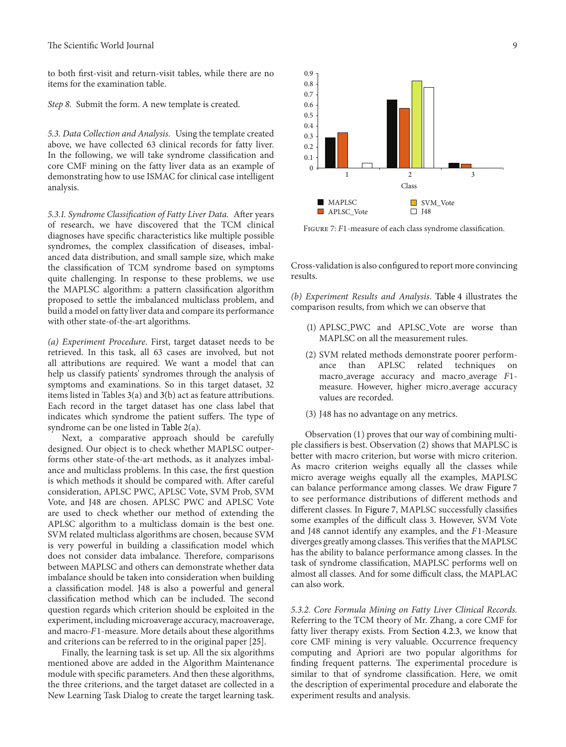to both first-visit and return-visit tables, while there are no items for the examination table.

*Step 8.* Submit the form. A new template is created.

*5.3. Data Collection and Analysis.* Using the template created above, we have collected 63 clinical records for fatty liver. In the following, we will take syndrome classification and core CMF mining on the fatty liver data as an example of demonstrating how to use ISMAC for clinical case intelligent analysis.

*5.3.1. Syndrome Classification of Fatty Liver Data.* After years of research, we have discovered that the TCM clinical diagnoses have specific characteristics like multiple possible syndromes, the complex classification of diseases, imbalanced data distribution, and small sample size, which make the classification of TCM syndrome based on symptoms quite challenging. In response to these problems, we use the MAPLSC algorithm: a pattern classification algorithm proposed to settle the imbalanced multiclass problem, and build a model on fatty liver data and compare its performance with other state-of-the-art algorithms.

*(a) Experiment Procedure.* First, target dataset needs to be retrieved. In this task, all 63 cases are involved, but not all attributions are required. We want a model that can help us classify patients' syndromes through the analysis of symptoms and examinations. So in this target dataset, 32 items listed in Tables 3(a) and 3(b) act as feature attributions. Each record in the target dataset has one class label that indicates which syndrome the patient suffers. The type of syndrome can be one listed in Table 2(a).

Next, a comparative approach should be carefully designed. Our object is to check whether MAPLSC outperforms other state-of-the-art methods, as it analyzes imbalance and multiclass problems. In this case, the first question is which methods it should be compared with. After careful consideration, APLSC PWC, APLSC Vote, SVM Prob, SVM Vote, and J48 are chosen. APLSC PWC and APLSC Vote are used to check whether our method of extending the APLSC algorithm to a multiclass domain is the best one. SVM related multiclass algorithms are chosen, because SVM is very powerful in building a classification model which does not consider data imbalance. Therefore, comparisons between MAPLSC and others can demonstrate whether data imbalance should be taken into consideration when building a classification model. J48 is also a powerful and general classification method which can be included. The second question regards which criterion should be exploited in the experiment, including microaverage accuracy, macroaverage, and macro-$F1$-measure. More details about these algorithms and criterions can be referred to in the original paper [25].

Finally, the learning task is set up. All the six algorithms mentioned above are added in the Algorithm Maintenance module with specific parameters. And then these algorithms, the three criterions, and the target dataset are collected in a New Learning Task Dialog to create the target learning task. Cross-validation is also configured to report more convincing results.

Figure 7: $F1$-measure of each class syndrome classification.

*(b) Experiment Results and Analysis.* Table 4 illustrates the comparison results, from which we can observe that

(1) APLSC_PWC and APLSC_Vote are worse than MAPLSC on all the measurement rules.

(2) SVM related methods demonstrate poorer performance than APLSC related techniques on macro_average accuracy and macro_average $F1$-measure. However, higher micro_average accuracy values are recorded.

(3) J48 has no advantage on any metrics.

Observation (1) proves that our way of combining multiple classifiers is best. Observation (2) shows that MAPLSC is better with macro criterion, but worse with micro criterion. As macro criterion weighs equally all the classes while micro average weighs equally all the examples, MAPLSC can balance performance among classes. We draw Figure 7 to see performance distributions of different methods and different classes. In Figure 7, MAPLSC successfully classifies some examples of the difficult class 3. However, SVM Vote and J48 cannot identify any examples, and the $F1$-Measure diverges greatly among classes. This verifies that the MAPLSC has the ability to balance performance among classes. In the task of syndrome classification, MAPLSC performs well on almost all classes. And for some difficult class, the MAPLAC can also work.

*5.3.2. Core Formula Mining on Fatty Liver Clinical Records.* Referring to the TCM theory of Mr. Zhang, a core CMF for fatty liver therapy exists. From Section 4.2.3, we know that core CMF mining is very valuable. Occurrence frequency computing and Apriori are two popular algorithms for finding frequent patterns. The experimental procedure is similar to that of syndrome classification. Here, we omit the description of experimental procedure and elaborate the experiment results and analysis.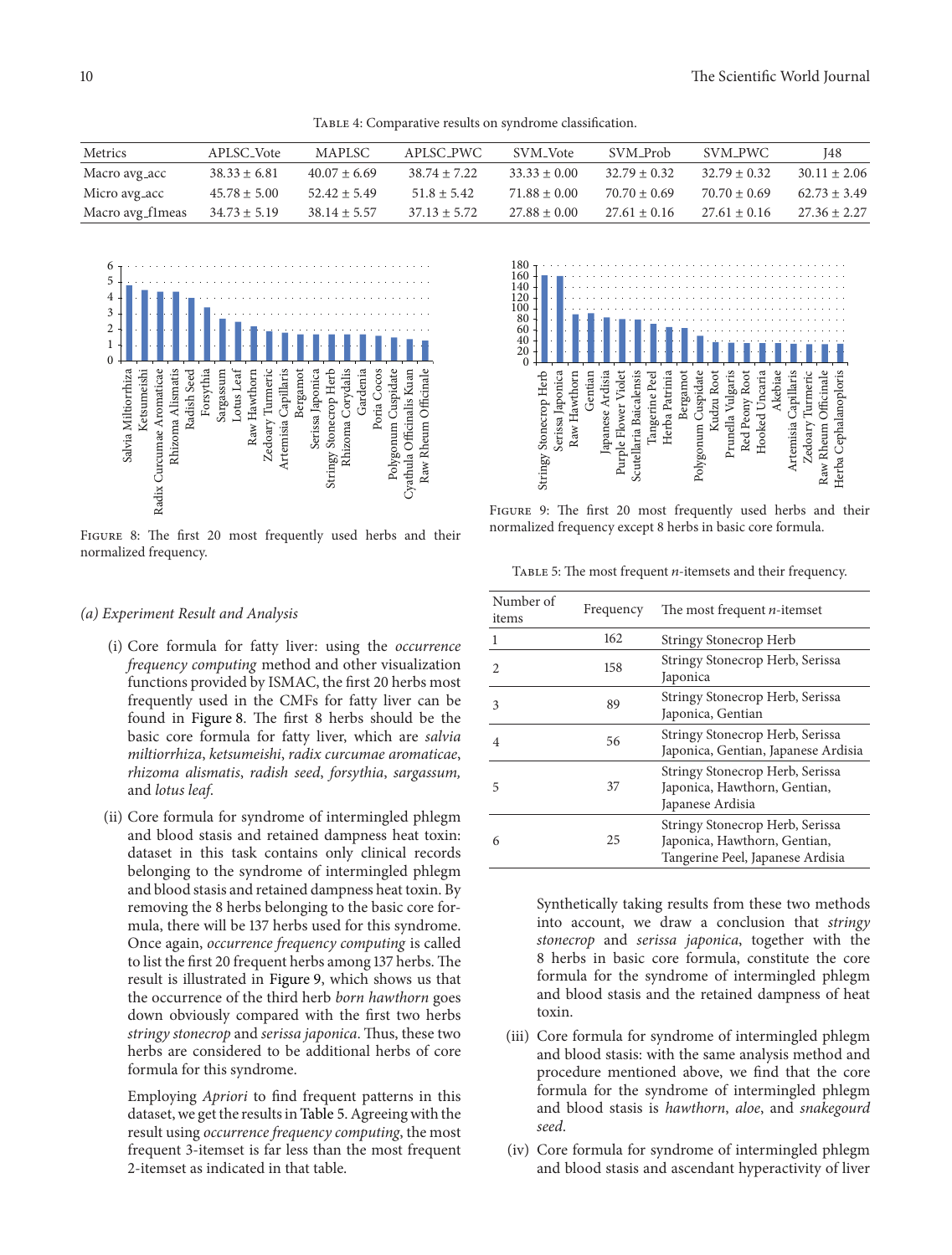Table 4: Comparative results on syndrome classification.

| Metrics | APLSC_Vote | MAPLSC | APLSC_PWC | SVM_Vote | SVM_Prob | SVM_PWC | J48 |
|---|---|---|---|---|---|---|---|
| Macro avg_acc | 38.33 ± 6.81 | 40.07 ± 6.69 | 38.74 ± 7.22 | 33.33 ± 0.00 | 32.79 ± 0.32 | 32.79 ± 0.32 | 30.11 ± 2.06 |
| Micro avg_acc | 45.78 ± 5.00 | 52.42 ± 5.49 | 51.8 ± 5.42 | 71.88 ± 0.00 | 70.70 ± 0.69 | 70.70 ± 0.69 | 62.73 ± 3.49 |
| Macro avg_f1meas | 34.73 ± 5.19 | 38.14 ± 5.57 | 37.13 ± 5.72 | 27.88 ± 0.00 | 27.61 ± 0.16 | 27.61 ± 0.16 | 27.36 ± 2.27 |

Figure 8: The first 20 most frequently used herbs and their normalized frequency.

Figure 9: The first 20 most frequently used herbs and their normalized frequency except 8 herbs in basic core formula.

*(a) Experiment Result and Analysis*

(i) Core formula for fatty liver: using the *occurrence frequency computing* method and other visualization functions provided by ISMAC, the first 20 herbs most frequently used in the CMFs for fatty liver can be found in Figure 8. The first 8 herbs should be the basic core formula for fatty liver, which are *salvia miltiorrhiza*, *ketsumeishi*, *radix curcumae aromaticae*, *rhizoma alismatis*, *radish seed*, *forsythia*, *sargassum,* and *lotus leaf*.

(ii) Core formula for syndrome of intermingled phlegm and blood stasis and retained dampness heat toxin: dataset in this task contains only clinical records belonging to the syndrome of intermingled phlegm and blood stasis and retained dampness heat toxin. By removing the 8 herbs belonging to the basic core formula, there will be 137 herbs used for this syndrome. Once again, *occurrence frequency computing* is called to list the first 20 frequent herbs among 137 herbs. The result is illustrated in Figure 9, which shows us that the occurrence of the third herb *born hawthorn* goes down obviously compared with the first two herbs *stringy stonecrop* and *serissa japonica*. Thus, these two herbs are considered to be additional herbs of core formula for this syndrome.

Employing *Apriori* to find frequent patterns in this dataset, we get the results in Table 5. Agreeing with the result using *occurrence frequency computing*, the most frequent 3-itemset is far less than the most frequent 2-itemset as indicated in that table.

Table 5: The most frequent *n*-itemsets and their frequency.

| Number of items | Frequency | The most frequent *n*-itemset |
|---|---|---|
| 1 | 162 | Stringy Stonecrop Herb |
| 2 | 158 | Stringy Stonecrop Herb, Serissa Japonica |
| 3 | 89 | Stringy Stonecrop Herb, Serissa Japonica, Gentian |
| 4 | 56 | Stringy Stonecrop Herb, Serissa Japonica, Gentian, Japanese Ardisia |
| 5 | 37 | Stringy Stonecrop Herb, Serissa Japonica, Hawthorn, Gentian, Japanese Ardisia |
| 6 | 25 | Stringy Stonecrop Herb, Serissa Japonica, Hawthorn, Gentian, Tangerine Peel, Japanese Ardisia |

Synthetically taking results from these two methods into account, we draw a conclusion that *stringy stonecrop* and *serissa japonica*, together with the 8 herbs in basic core formula, constitute the core formula for the syndrome of intermingled phlegm and blood stasis and the retained dampness of heat toxin.

(iii) Core formula for syndrome of intermingled phlegm and blood stasis: with the same analysis method and procedure mentioned above, we find that the core formula for the syndrome of intermingled phlegm and blood stasis is *hawthorn*, *aloe*, and *snakegourd seed*.

(iv) Core formula for syndrome of intermingled phlegm and blood stasis and ascendant hyperactivity of liver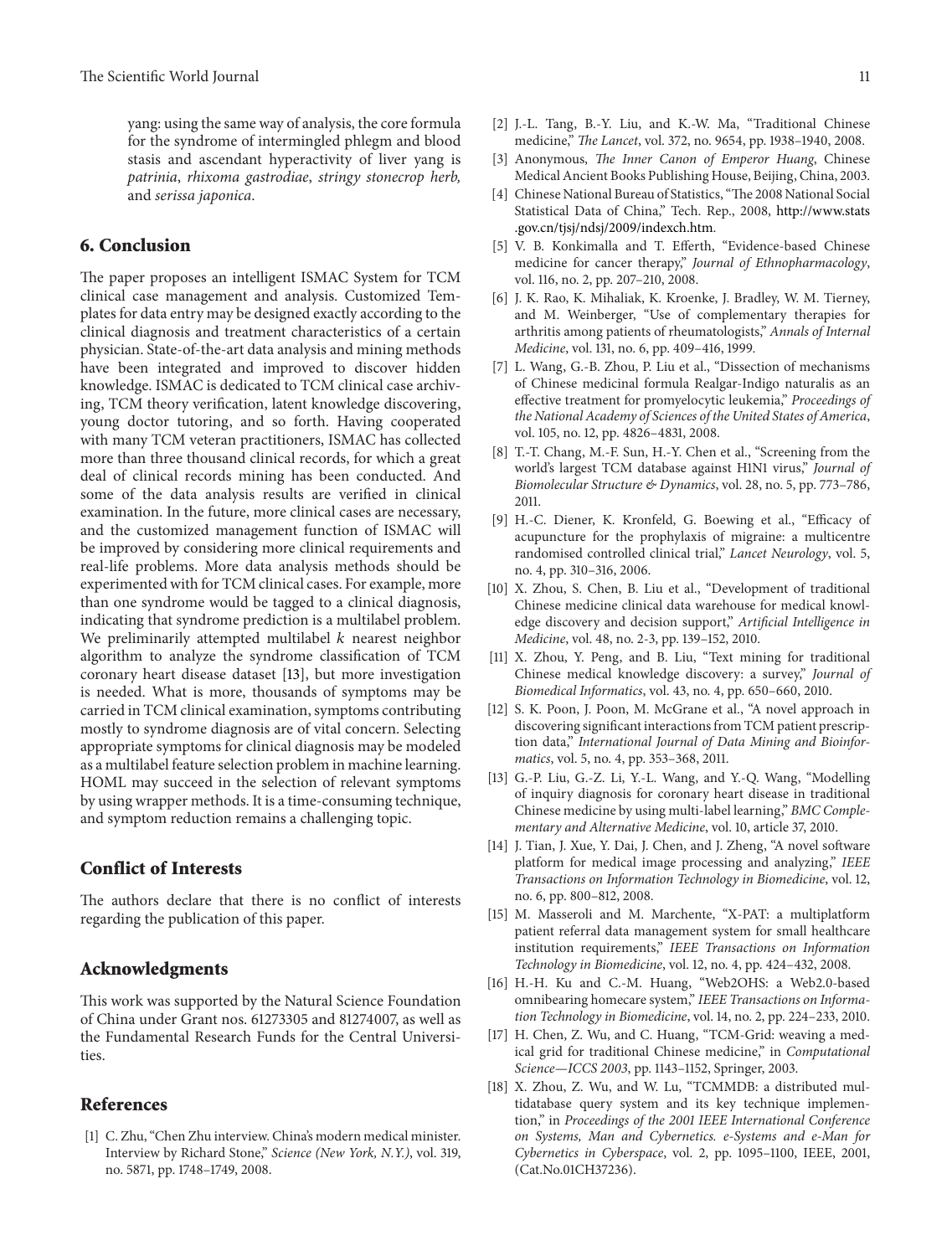yang: using the same way of analysis, the core formula for the syndrome of intermingled phlegm and blood stasis and ascendant hyperactivity of liver yang is *patrinia*, *rhixoma gastrodiae*, *stringy stonecrop herb,* and *serissa japonica*.

## 6. Conclusion

The paper proposes an intelligent ISMAC System for TCM clinical case management and analysis. Customized Templates for data entry may be designed exactly according to the clinical diagnosis and treatment characteristics of a certain physician. State-of-the-art data analysis and mining methods have been integrated and improved to discover hidden knowledge. ISMAC is dedicated to TCM clinical case archiving, TCM theory verification, latent knowledge discovering, young doctor tutoring, and so forth. Having cooperated with many TCM veteran practitioners, ISMAC has collected more than three thousand clinical records, for which a great deal of clinical records mining has been conducted. And some of the data analysis results are verified in clinical examination. In the future, more clinical cases are necessary, and the customized management function of ISMAC will be improved by considering more clinical requirements and real-life problems. More data analysis methods should be experimented with for TCM clinical cases. For example, more than one syndrome would be tagged to a clinical diagnosis, indicating that syndrome prediction is a multilabel problem. We preliminarily attempted multilabel $k$ nearest neighbor algorithm to analyze the syndrome classification of TCM coronary heart disease dataset [13], but more investigation is needed. What is more, thousands of symptoms may be carried in TCM clinical examination, symptoms contributing mostly to syndrome diagnosis are of vital concern. Selecting appropriate symptoms for clinical diagnosis may be modeled as a multilabel feature selection problem in machine learning. HOML may succeed in the selection of relevant symptoms by using wrapper methods. It is a time-consuming technique, and symptom reduction remains a challenging topic.

## Conflict of Interests

The authors declare that there is no conflict of interests regarding the publication of this paper.

## Acknowledgments

This work was supported by the Natural Science Foundation of China under Grant nos. 61273305 and 81274007, as well as the Fundamental Research Funds for the Central Universities.

## References

[1] C. Zhu, "Chen Zhu interview. China's modern medical minister. Interview by Richard Stone," *Science (New York, N.Y.)*, vol. 319, no. 5871, pp. 1748–1749, 2008.

[2] J.-L. Tang, B.-Y. Liu, and K.-W. Ma, "Traditional Chinese medicine," *The Lancet*, vol. 372, no. 9654, pp. 1938–1940, 2008.

[3] Anonymous, *The Inner Canon of Emperor Huang*, Chinese Medical Ancient Books Publishing House, Beijing, China, 2003.

[4] Chinese National Bureau of Statistics, "The 2008 National Social Statistical Data of China," Tech. Rep., 2008, http://www.stats.gov.cn/tjsj/ndsj/2009/indexch.htm.

[5] V. B. Konkimalla and T. Efferth, "Evidence-based Chinese medicine for cancer therapy," *Journal of Ethnopharmacology*, vol. 116, no. 2, pp. 207–210, 2008.

[6] J. K. Rao, K. Mihaliak, K. Kroenke, J. Bradley, W. M. Tierney, and M. Weinberger, "Use of complementary therapies for arthritis among patients of rheumatologists," *Annals of Internal Medicine*, vol. 131, no. 6, pp. 409–416, 1999.

[7] L. Wang, G.-B. Zhou, P. Liu et al., "Dissection of mechanisms of Chinese medicinal formula Realgar-Indigo naturalis as an effective treatment for promyelocytic leukemia," *Proceedings of the National Academy of Sciences of the United States of America*, vol. 105, no. 12, pp. 4826–4831, 2008.

[8] T.-T. Chang, M.-F. Sun, H.-Y. Chen et al., "Screening from the world's largest TCM database against H1N1 virus," *Journal of Biomolecular Structure & Dynamics*, vol. 28, no. 5, pp. 773–786, 2011.

[9] H.-C. Diener, K. Kronfeld, G. Boewing et al., "Efficacy of acupuncture for the prophylaxis of migraine: a multicentre randomised controlled clinical trial," *Lancet Neurology*, vol. 5, no. 4, pp. 310–316, 2006.

[10] X. Zhou, S. Chen, B. Liu et al., "Development of traditional Chinese medicine clinical data warehouse for medical knowledge discovery and decision support," *Artificial Intelligence in Medicine*, vol. 48, no. 2-3, pp. 139–152, 2010.

[11] X. Zhou, Y. Peng, and B. Liu, "Text mining for traditional Chinese medical knowledge discovery: a survey," *Journal of Biomedical Informatics*, vol. 43, no. 4, pp. 650–660, 2010.

[12] S. K. Poon, J. Poon, M. McGrane et al., "A novel approach in discovering significant interactions from TCM patient prescription data," *International Journal of Data Mining and Bioinformatics*, vol. 5, no. 4, pp. 353–368, 2011.

[13] G.-P. Liu, G.-Z. Li, Y.-L. Wang, and Y.-Q. Wang, "Modelling of inquiry diagnosis for coronary heart disease in traditional Chinese medicine by using multi-label learning," *BMC Complementary and Alternative Medicine*, vol. 10, article 37, 2010.

[14] J. Tian, J. Xue, Y. Dai, J. Chen, and J. Zheng, "A novel software platform for medical image processing and analyzing," *IEEE Transactions on Information Technology in Biomedicine*, vol. 12, no. 6, pp. 800–812, 2008.

[15] M. Masseroli and M. Marchente, "X-PAT: a multiplatform patient referral data management system for small healthcare institution requirements," *IEEE Transactions on Information Technology in Biomedicine*, vol. 12, no. 4, pp. 424–432, 2008.

[16] H.-H. Ku and C.-M. Huang, "Web2OHS: a Web2.0-based omnibearing homecare system," *IEEE Transactions on Information Technology in Biomedicine*, vol. 14, no. 2, pp. 224–233, 2010.

[17] H. Chen, Z. Wu, and C. Huang, "TCM-Grid: weaving a medical grid for traditional Chinese medicine," in *Computational Science—ICCS 2003*, pp. 1143–1152, Springer, 2003.

[18] X. Zhou, Z. Wu, and W. Lu, "TCMMDB: a distributed multidatabase query system and its key technique implementation," in *Proceedings of the 2001 IEEE International Conference on Systems, Man and Cybernetics. e-Systems and e-Man for Cybernetics in Cyberspace*, vol. 2, pp. 1095–1100, IEEE, 2001, (Cat.No.01CH37236).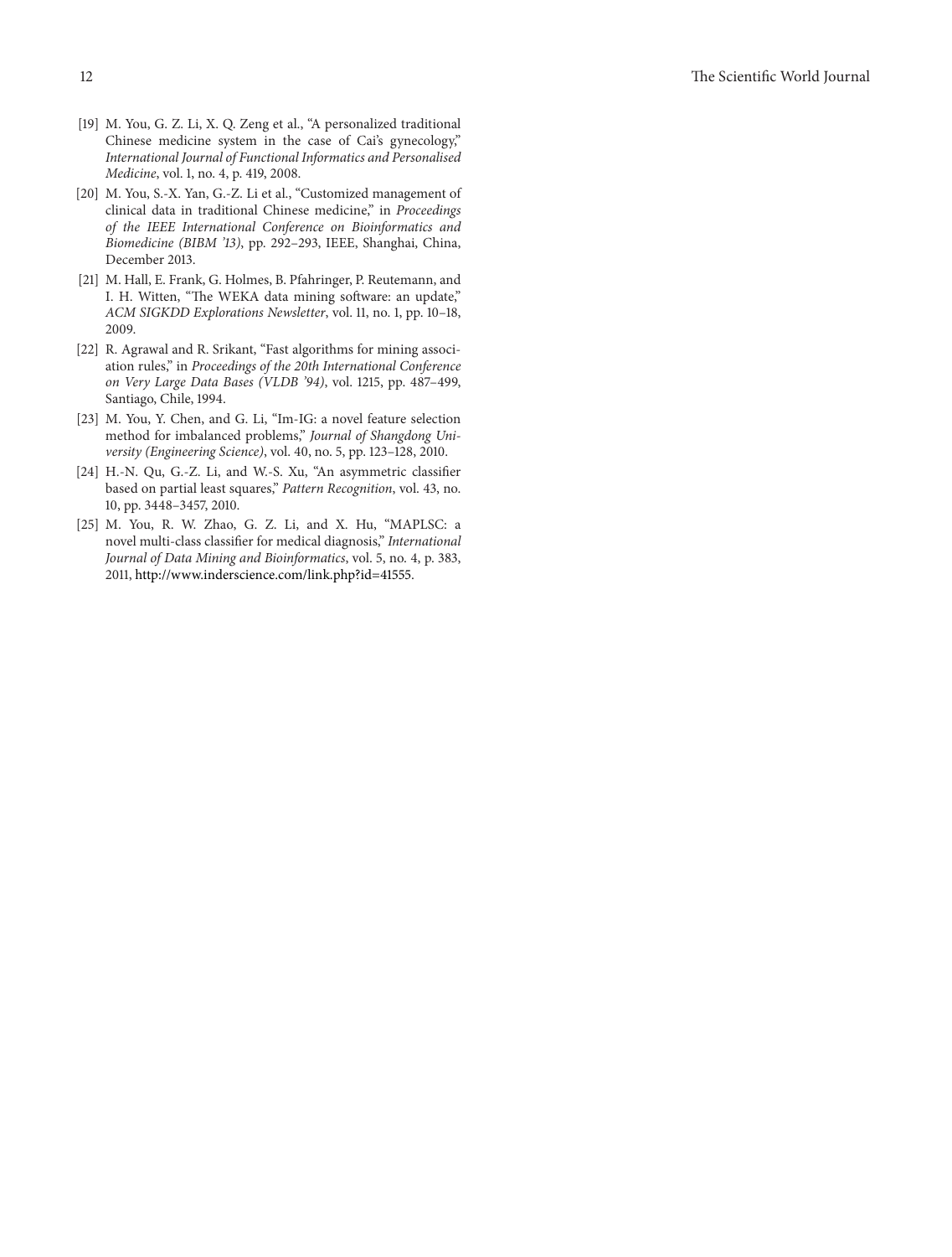[19] M. You, G. Z. Li, X. Q. Zeng et al., "A personalized traditional Chinese medicine system in the case of Cai's gynecology," *International Journal of Functional Informatics and Personalised Medicine*, vol. 1, no. 4, p. 419, 2008.

[20] M. You, S.-X. Yan, G.-Z. Li et al., "Customized management of clinical data in traditional Chinese medicine," in *Proceedings of the IEEE International Conference on Bioinformatics and Biomedicine (BIBM '13)*, pp. 292–293, IEEE, Shanghai, China, December 2013.

[21] M. Hall, E. Frank, G. Holmes, B. Pfahringer, P. Reutemann, and I. H. Witten, "The WEKA data mining software: an update," *ACM SIGKDD Explorations Newsletter*, vol. 11, no. 1, pp. 10–18, 2009.

[22] R. Agrawal and R. Srikant, "Fast algorithms for mining association rules," in *Proceedings of the 20th International Conference on Very Large Data Bases (VLDB '94)*, vol. 1215, pp. 487–499, Santiago, Chile, 1994.

[23] M. You, Y. Chen, and G. Li, "Im-IG: a novel feature selection method for imbalanced problems," *Journal of Shangdong University (Engineering Science)*, vol. 40, no. 5, pp. 123–128, 2010.

[24] H.-N. Qu, G.-Z. Li, and W.-S. Xu, "An asymmetric classifier based on partial least squares," *Pattern Recognition*, vol. 43, no. 10, pp. 3448–3457, 2010.

[25] M. You, R. W. Zhao, G. Z. Li, and X. Hu, "MAPLSC: a novel multi-class classifier for medical diagnosis," *International Journal of Data Mining and Bioinformatics*, vol. 5, no. 4, p. 383, 2011, http://www.inderscience.com/link.php?id=41555.